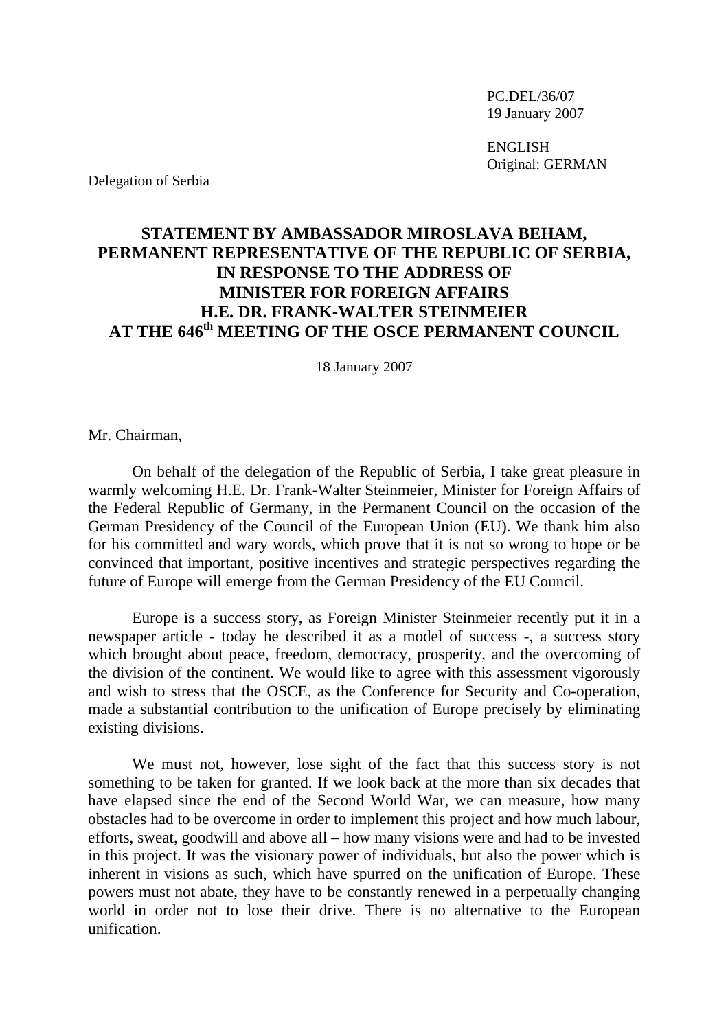PC.DEL/36/07
19 January 2007

ENGLISH
Original: GERMAN

Delegation of Serbia

**STATEMENT BY AMBASSADOR MIROSLAVA BEHAM, PERMANENT REPRESENTATIVE OF THE REPUBLIC OF SERBIA, IN RESPONSE TO THE ADDRESS OF MINISTER FOR FOREIGN AFFAIRS H.E. DR. FRANK-WALTER STEINMEIER AT THE 646th MEETING OF THE OSCE PERMANENT COUNCIL**

18 January 2007

Mr. Chairman,

On behalf of the delegation of the Republic of Serbia, I take great pleasure in warmly welcoming H.E. Dr. Frank-Walter Steinmeier, Minister for Foreign Affairs of the Federal Republic of Germany, in the Permanent Council on the occasion of the German Presidency of the Council of the European Union (EU). We thank him also for his committed and wary words, which prove that it is not so wrong to hope or be convinced that important, positive incentives and strategic perspectives regarding the future of Europe will emerge from the German Presidency of the EU Council.

Europe is a success story, as Foreign Minister Steinmeier recently put it in a newspaper article - today he described it as a model of success -, a success story which brought about peace, freedom, democracy, prosperity, and the overcoming of the division of the continent. We would like to agree with this assessment vigorously and wish to stress that the OSCE, as the Conference for Security and Co-operation, made a substantial contribution to the unification of Europe precisely by eliminating existing divisions.

We must not, however, lose sight of the fact that this success story is not something to be taken for granted. If we look back at the more than six decades that have elapsed since the end of the Second World War, we can measure, how many obstacles had to be overcome in order to implement this project and how much labour, efforts, sweat, goodwill and above all – how many visions were and had to be invested in this project. It was the visionary power of individuals, but also the power which is inherent in visions as such, which have spurred on the unification of Europe. These powers must not abate, they have to be constantly renewed in a perpetually changing world in order not to lose their drive. There is no alternative to the European unification.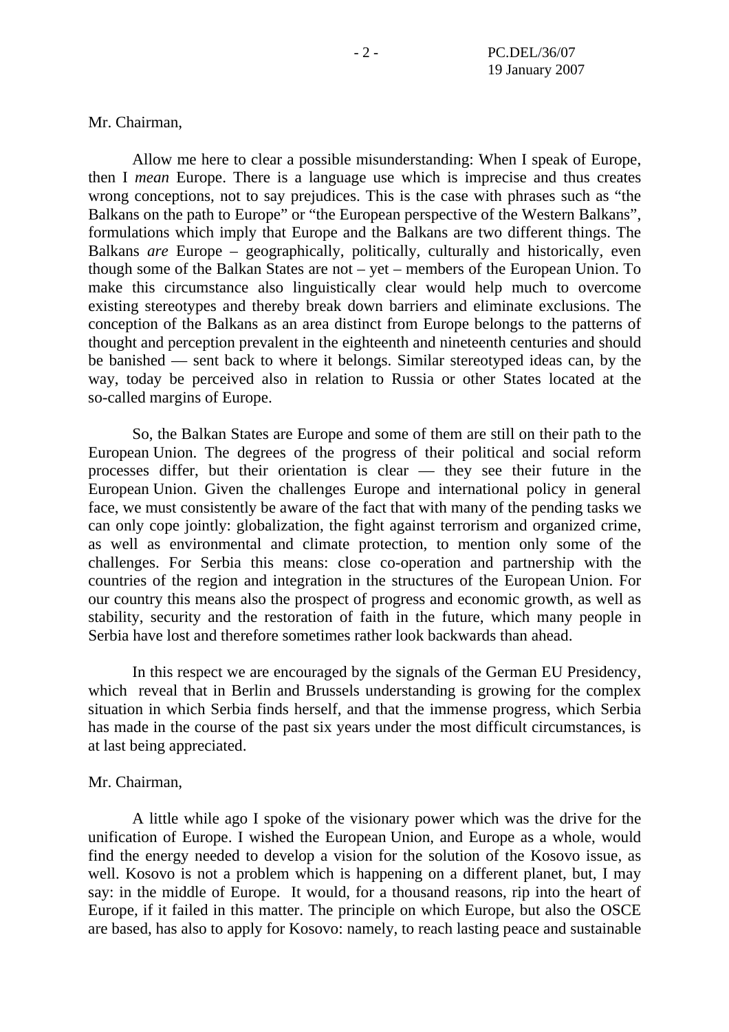Mr. Chairman,

Allow me here to clear a possible misunderstanding: When I speak of Europe, then I *mean* Europe. There is a language use which is imprecise and thus creates wrong conceptions, not to say prejudices. This is the case with phrases such as “the Balkans on the path to Europe” or “the European perspective of the Western Balkans”, formulations which imply that Europe and the Balkans are two different things. The Balkans *are* Europe – geographically, politically, culturally and historically, even though some of the Balkan States are not – yet – members of the European Union. To make this circumstance also linguistically clear would help much to overcome existing stereotypes and thereby break down barriers and eliminate exclusions. The conception of the Balkans as an area distinct from Europe belongs to the patterns of thought and perception prevalent in the eighteenth and nineteenth centuries and should be banished — sent back to where it belongs. Similar stereotyped ideas can, by the way, today be perceived also in relation to Russia or other States located at the so-called margins of Europe.

So, the Balkan States are Europe and some of them are still on their path to the European Union. The degrees of the progress of their political and social reform processes differ, but their orientation is clear — they see their future in the European Union. Given the challenges Europe and international policy in general face, we must consistently be aware of the fact that with many of the pending tasks we can only cope jointly: globalization, the fight against terrorism and organized crime, as well as environmental and climate protection, to mention only some of the challenges. For Serbia this means: close co-operation and partnership with the countries of the region and integration in the structures of the European Union. For our country this means also the prospect of progress and economic growth, as well as stability, security and the restoration of faith in the future, which many people in Serbia have lost and therefore sometimes rather look backwards than ahead.

In this respect we are encouraged by the signals of the German EU Presidency, which reveal that in Berlin and Brussels understanding is growing for the complex situation in which Serbia finds herself, and that the immense progress, which Serbia has made in the course of the past six years under the most difficult circumstances, is at last being appreciated.

Mr. Chairman,

A little while ago I spoke of the visionary power which was the drive for the unification of Europe. I wished the European Union, and Europe as a whole, would find the energy needed to develop a vision for the solution of the Kosovo issue, as well. Kosovo is not a problem which is happening on a different planet, but, I may say: in the middle of Europe. It would, for a thousand reasons, rip into the heart of Europe, if it failed in this matter. The principle on which Europe, but also the OSCE are based, has also to apply for Kosovo: namely, to reach lasting peace and sustainable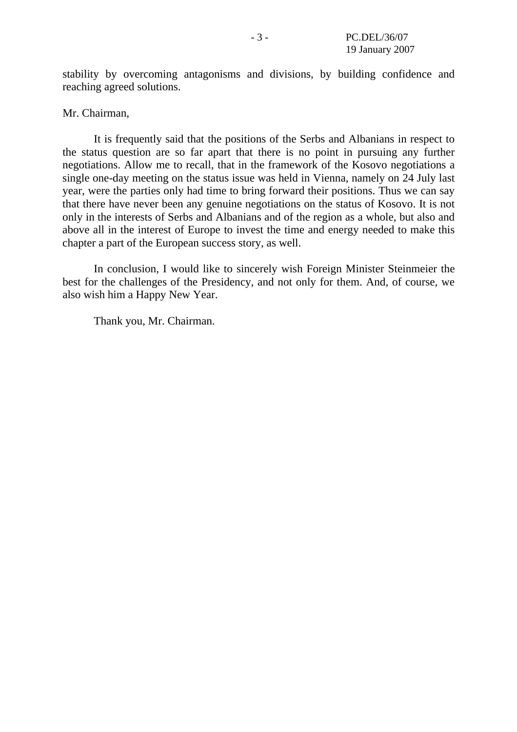stability by overcoming antagonisms and divisions, by building confidence and reaching agreed solutions.

Mr. Chairman,

It is frequently said that the positions of the Serbs and Albanians in respect to the status question are so far apart that there is no point in pursuing any further negotiations. Allow me to recall, that in the framework of the Kosovo negotiations a single one-day meeting on the status issue was held in Vienna, namely on 24 July last year, were the parties only had time to bring forward their positions. Thus we can say that there have never been any genuine negotiations on the status of Kosovo. It is not only in the interests of Serbs and Albanians and of the region as a whole, but also and above all in the interest of Europe to invest the time and energy needed to make this chapter a part of the European success story, as well.

In conclusion, I would like to sincerely wish Foreign Minister Steinmeier the best for the challenges of the Presidency, and not only for them. And, of course, we also wish him a Happy New Year.

Thank you, Mr. Chairman.